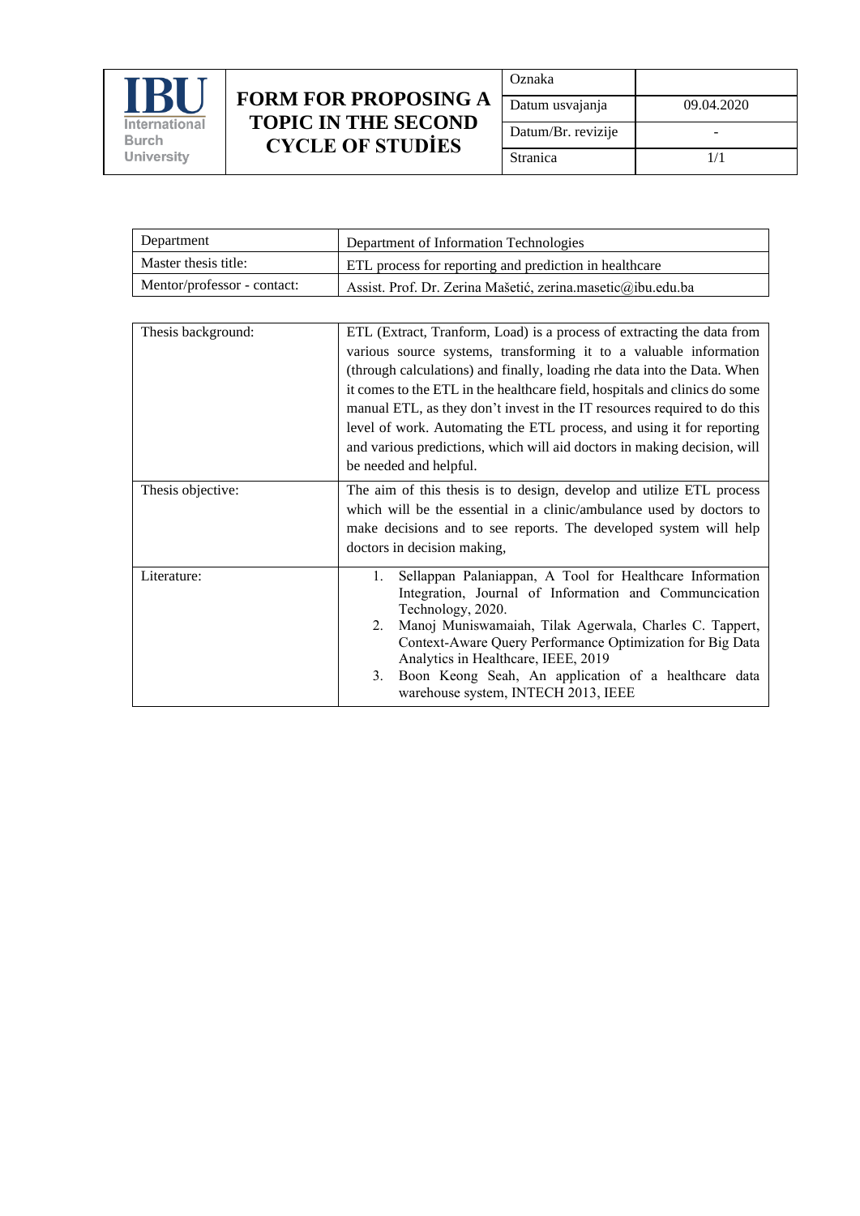| IBU International Burch University | FORM FOR PROPOSING A TOPIC IN THE SECOND CYCLE OF STUDİES | Oznaka | |
|---|---|---|---|
| | | Datum usvajanja | 09.04.2020 |
| | | Datum/Br. revizije | - |
| | | Stranica | 1/1 |

| Department | Department of Information Technologies |
|---|---|
| Master thesis title: | ETL process for reporting and prediction in healthcare |
| Mentor/professor - contact: | Assist. Prof. Dr. Zerina Mašetić, zerina.masetic@ibu.edu.ba |

| Thesis background: | ETL (Extract, Tranform, Load) is a process of extracting the data from various source systems, transforming it to a valuable information (through calculations) and finally, loading rhe data into the Data. When it comes to the ETL in the healthcare field, hospitals and clinics do some manual ETL, as they don't invest in the IT resources required to do this level of work. Automating the ETL process, and using it for reporting and various predictions, which will aid doctors in making decision, will be needed and helpful. |
|---|---|
| Thesis objective: | The aim of this thesis is to design, develop and utilize ETL process which will be the essential in a clinic/ambulance used by doctors to make decisions and to see reports. The developed system will help doctors in decision making, |
| Literature: | 1. Sellappan Palaniappan, A Tool for Healthcare Information Integration, Journal of Information and Communcication Technology, 2020. 2. Manoj Muniswamaiah, Tilak Agerwala, Charles C. Tappert, Context-Aware Query Performance Optimization for Big Data Analytics in Healthcare, IEEE, 2019 3. Boon Keong Seah, An application of a healthcare data warehouse system, INTECH 2013, IEEE |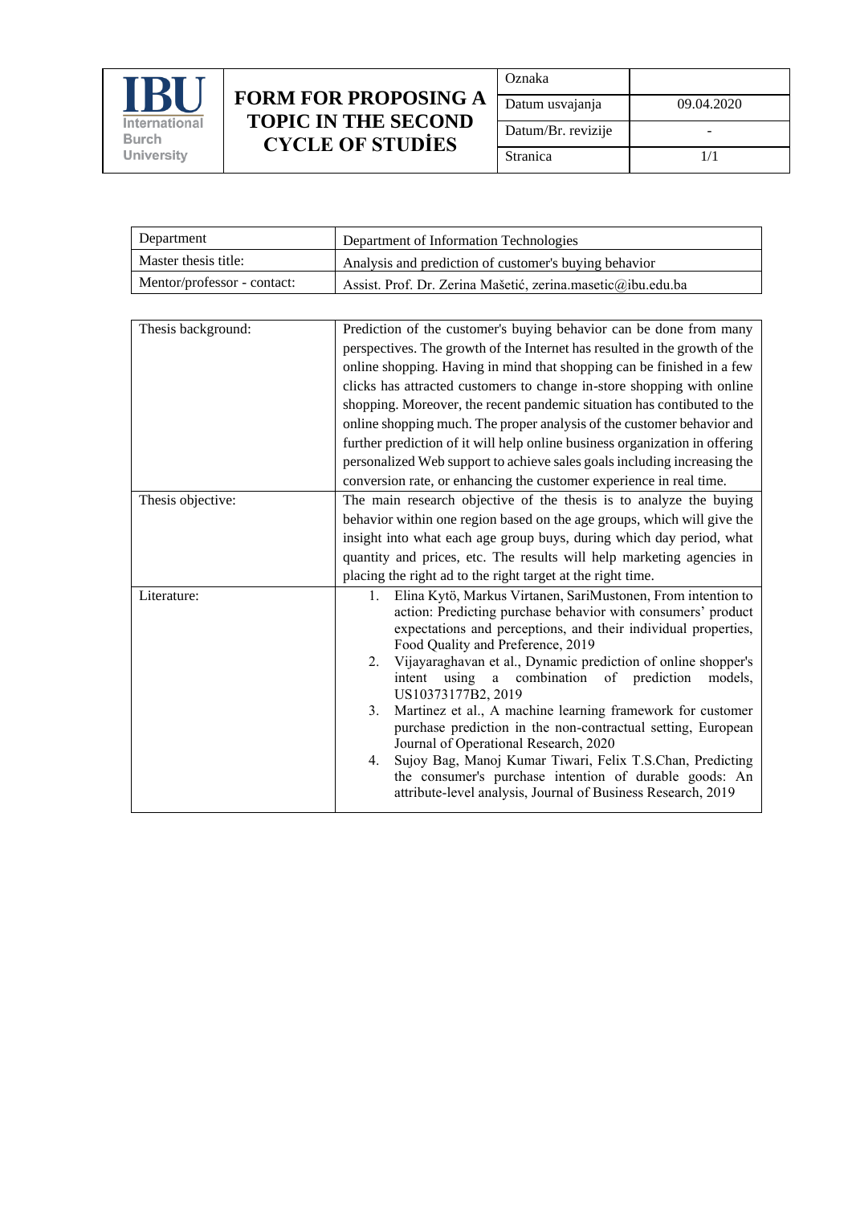| IBU International Burch University | **FORM FOR PROPOSING A TOPIC IN THE SECOND CYCLE OF STUDİES** | Oznaka | |
|---|---|---|---|
| | | Datum usvajanja | 09.04.2020 |
| | | Datum/Br. revizije | - |
| | | Stranica | 1/1 |

| Department | Department of Information Technologies |
|---|---|
| Master thesis title: | Analysis and prediction of customer's buying behavior |
| Mentor/professor - contact: | Assist. Prof. Dr. Zerina Mašetić, zerina.masetic@ibu.edu.ba |

| Thesis background: | Prediction of the customer's buying behavior can be done from many perspectives. The growth of the Internet has resulted in the growth of the online shopping. Having in mind that shopping can be finished in a few clicks has attracted customers to change in-store shopping with online shopping. Moreover, the recent pandemic situation has contibuted to the online shopping much. The proper analysis of the customer behavior and further prediction of it will help online business organization in offering personalized Web support to achieve sales goals including increasing the conversion rate, or enhancing the customer experience in real time. |
|---|---|
| Thesis objective: | The main research objective of the thesis is to analyze the buying behavior within one region based on the age groups, which will give the insight into what each age group buys, during which day period, what quantity and prices, etc. The results will help marketing agencies in placing the right ad to the right target at the right time. |
| Literature: | 1. Elina Kytö, Markus Virtanen, SariMustonen, From intention to action: Predicting purchase behavior with consumers' product expectations and perceptions, and their individual properties, Food Quality and Preference, 2019<br>2. Vijayaraghavan et al., Dynamic prediction of online shopper's intent using a combination of prediction models, US10373177B2, 2019<br>3. Martinez et al., A machine learning framework for customer purchase prediction in the non-contractual setting, European Journal of Operational Research, 2020<br>4. Sujoy Bag, Manoj Kumar Tiwari, Felix T.S.Chan, Predicting the consumer's purchase intention of durable goods: An attribute-level analysis, Journal of Business Research, 2019 |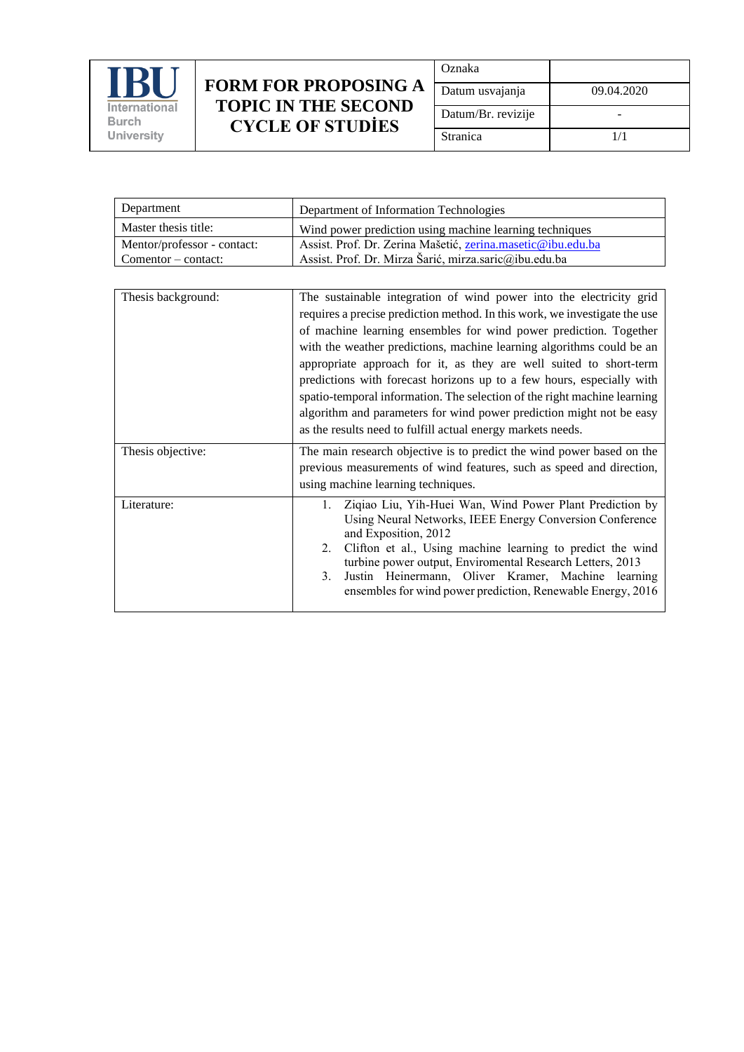| IBU International Burch University | **FORM FOR PROPOSING A TOPIC IN THE SECOND CYCLE OF STUDİES** | Oznaka | |
|---|---|---|---|
| | | Datum usvajanja | 09.04.2020 |
| | | Datum/Br. revizije | - |
| | | Stranica | 1/1 |

| Department | Department of Information Technologies |
|---|---|
| Master thesis title: | Wind power prediction using machine learning techniques |
| Mentor/professor - contact:<br>Comentor – contact: | Assist. Prof. Dr. Zerina Mašetić, zerina.masetic@ibu.edu.ba<br>Assist. Prof. Dr. Mirza Šarić, mirza.saric@ibu.edu.ba |

| Thesis background: | The sustainable integration of wind power into the electricity grid requires a precise prediction method. In this work, we investigate the use of machine learning ensembles for wind power prediction. Together with the weather predictions, machine learning algorithms could be an appropriate approach for it, as they are well suited to short-term predictions with forecast horizons up to a few hours, especially with spatio-temporal information. The selection of the right machine learning algorithm and parameters for wind power prediction might not be easy as the results need to fulfill actual energy markets needs. |
|---|---|
| Thesis objective: | The main research objective is to predict the wind power based on the previous measurements of wind features, such as speed and direction, using machine learning techniques. |
| Literature: | 1. Ziqiao Liu, Yih-Huei Wan, Wind Power Plant Prediction by Using Neural Networks, IEEE Energy Conversion Conference and Exposition, 2012<br>2. Clifton et al., Using machine learning to predict the wind turbine power output, Enviromental Research Letters, 2013<br>3. Justin Heinermann, Oliver Kramer, Machine learning ensembles for wind power prediction, Renewable Energy, 2016 |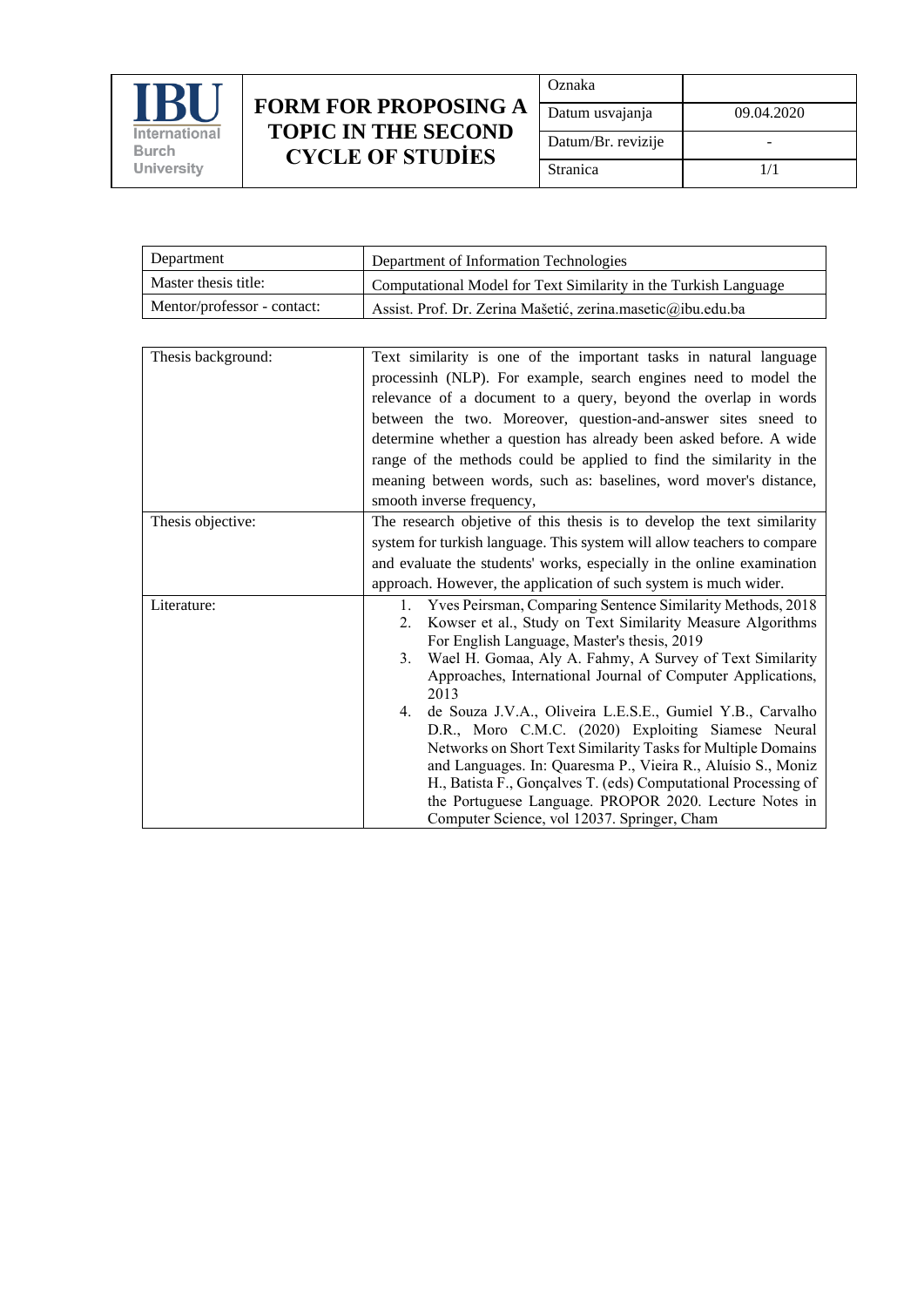| IBU International Burch University | FORM FOR PROPOSING A TOPIC IN THE SECOND CYCLE OF STUDİES | Oznaka | |
|---|---|---|---|
| | | Datum usvajanja | 09.04.2020 |
| | | Datum/Br. revizije | - |
| | | Stranica | 1/1 |

| Department | Department of Information Technologies |
|---|---|
| Master thesis title: | Computational Model for Text Similarity in the Turkish Language |
| Mentor/professor - contact: | Assist. Prof. Dr. Zerina Mašetić, zerina.masetic@ibu.edu.ba |

| Thesis background: | Text similarity is one of the important tasks in natural language processinh (NLP). For example, search engines need to model the relevance of a document to a query, beyond the overlap in words between the two. Moreover, question-and-answer sites sneed to determine whether a question has already been asked before. A wide range of the methods could be applied to find the similarity in the meaning between words, such as: baselines, word mover's distance, smooth inverse frequency, |
|---|---|
| Thesis objective: | The research objetive of this thesis is to develop the text similarity system for turkish language. This system will allow teachers to compare and evaluate the students' works, especially in the online examination approach. However, the application of such system is much wider. |
| Literature: | 1. Yves Peirsman, Comparing Sentence Similarity Methods, 2018<br>2. Kowser et al., Study on Text Similarity Measure Algorithms For English Language, Master's thesis, 2019<br>3. Wael H. Gomaa, Aly A. Fahmy, A Survey of Text Similarity Approaches, International Journal of Computer Applications, 2013<br>4. de Souza J.V.A., Oliveira L.E.S.E., Gumiel Y.B., Carvalho D.R., Moro C.M.C. (2020) Exploiting Siamese Neural Networks on Short Text Similarity Tasks for Multiple Domains and Languages. In: Quaresma P., Vieira R., Aluísio S., Moniz H., Batista F., Gonçalves T. (eds) Computational Processing of the Portuguese Language. PROPOR 2020. Lecture Notes in Computer Science, vol 12037. Springer, Cham |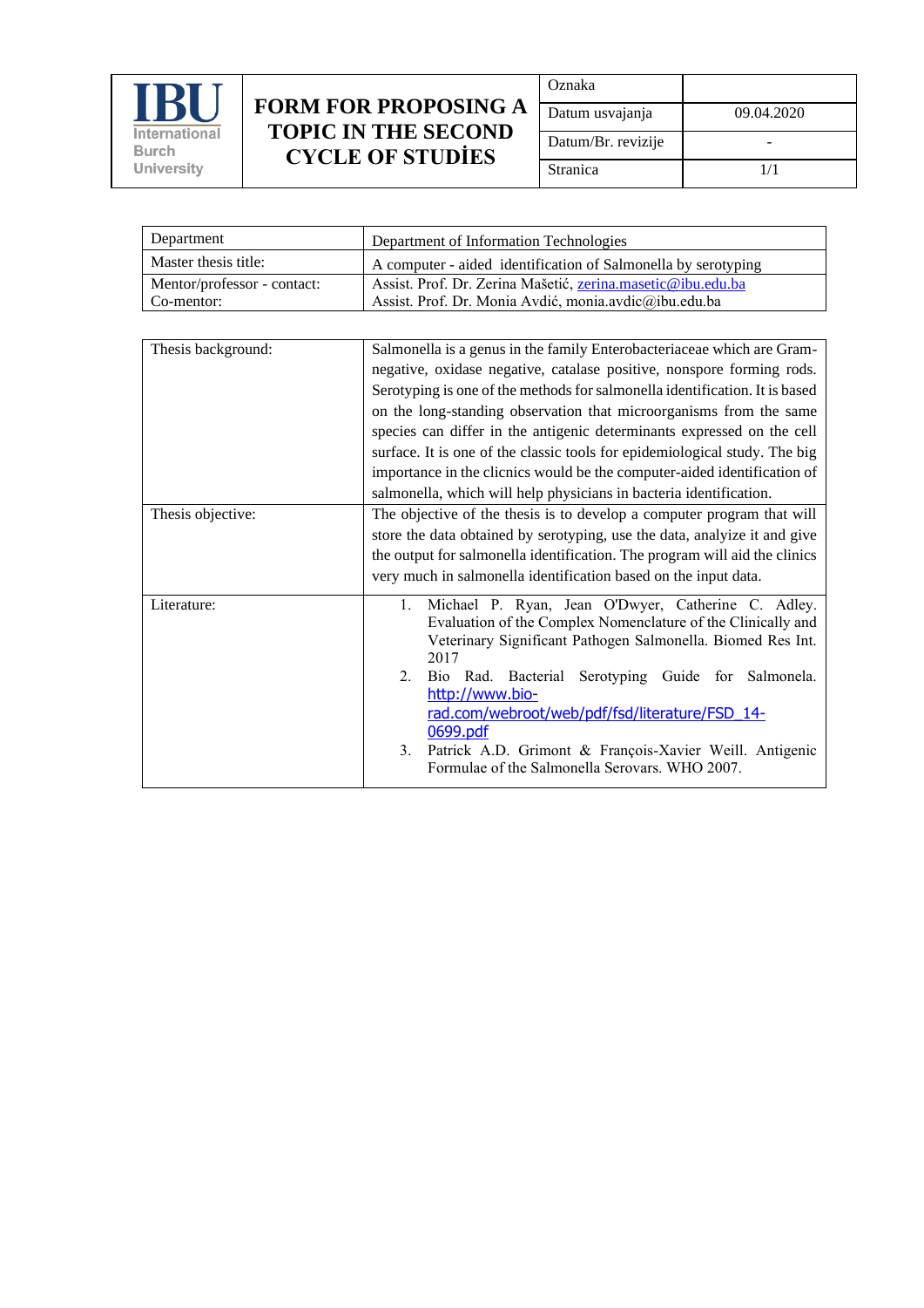| IBU International Burch University | FORM FOR PROPOSING A TOPIC IN THE SECOND CYCLE OF STUDİES | Oznaka | |
|---|---|---|---|
| | | Datum usvajanja | 09.04.2020 |
| | | Datum/Br. revizije | - |
| | | Stranica | 1/1 |

| | |
|---|---|
| Department | Department of Information Technologies |
| Master thesis title: | A computer - aided identification of Salmonella by serotyping |
| Mentor/professor - contact:<br>Co-mentor: | Assist. Prof. Dr. Zerina Mašetić, zerina.masetic@ibu.edu.ba<br>Assist. Prof. Dr. Monia Avdić, monia.avdic@ibu.edu.ba |

| | |
|---|---|
| Thesis background: | Salmonella is a genus in the family Enterobacteriaceae which are Gram-negative, oxidase negative, catalase positive, nonspore forming rods. Serotyping is one of the methods for salmonella identification. It is based on the long-standing observation that microorganisms from the same species can differ in the antigenic determinants expressed on the cell surface. It is one of the classic tools for epidemiological study. The big importance in the clicnics would be the computer-aided identification of salmonella, which will help physicians in bacteria identification. |
| Thesis objective: | The objective of the thesis is to develop a computer program that will store the data obtained by serotyping, use the data, analyze it and give the output for salmonella identification. The program will aid the clinics very much in salmonella identification based on the input data. |
| Literature: | 1. Michael P. Ryan, Jean O'Dwyer, Catherine C. Adley. Evaluation of the Complex Nomenclature of the Clinically and Veterinary Significant Pathogen Salmonella. Biomed Res Int. 2017<br>2. Bio Rad. Bacterial Serotyping Guide for Salmonela. http://www.bio-rad.com/webroot/web/pdf/fsd/literature/FSD_14-0699.pdf<br>3. Patrick A.D. Grimont & François-Xavier Weill. Antigenic Formulae of the Salmonella Serovars. WHO 2007. |